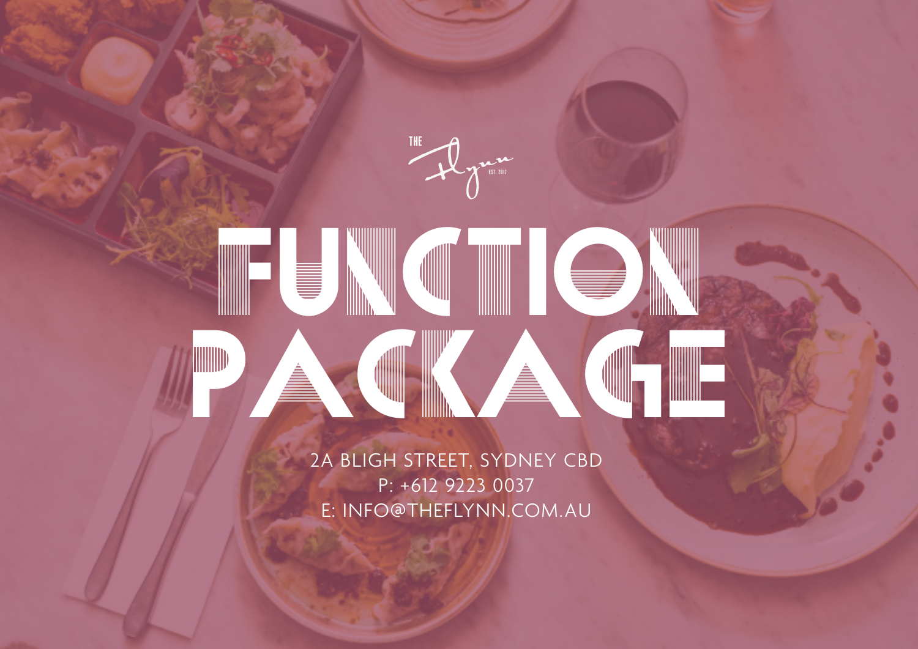THE Flynn EST. 2012

# FUNCTION PACKAGE

2A BLIGH STREET, SYDNEY CBD
P: +612 9223 0037
E: INFO@THEFLYNN.COM.AU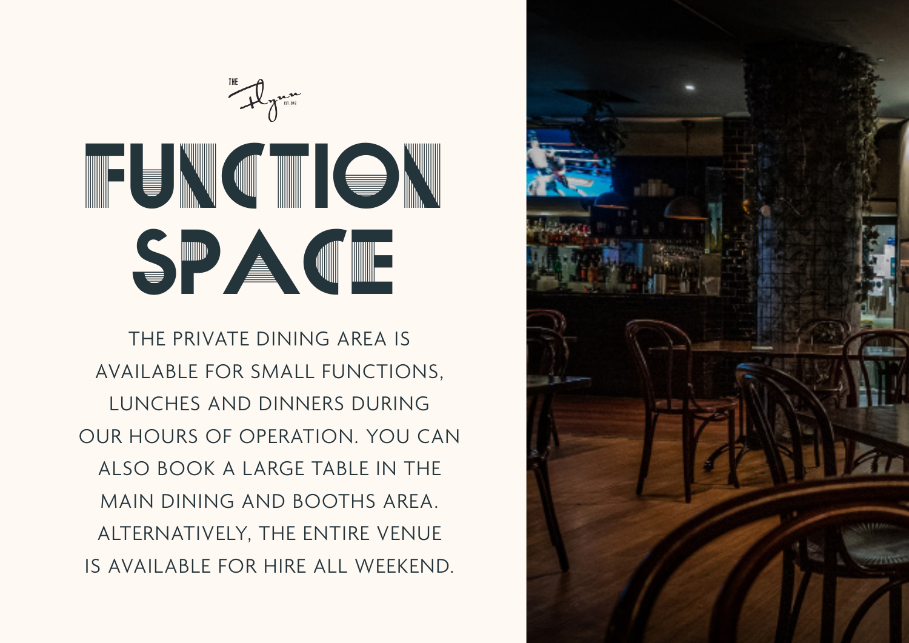THE Flynn EST. 2012

# FUNCTION SPACE

THE PRIVATE DINING AREA IS AVAILABLE FOR SMALL FUNCTIONS, LUNCHES AND DINNERS DURING OUR HOURS OF OPERATION. YOU CAN ALSO BOOK A LARGE TABLE IN THE MAIN DINING AND BOOTHS AREA. ALTERNATIVELY, THE ENTIRE VENUE IS AVAILABLE FOR HIRE ALL WEEKEND.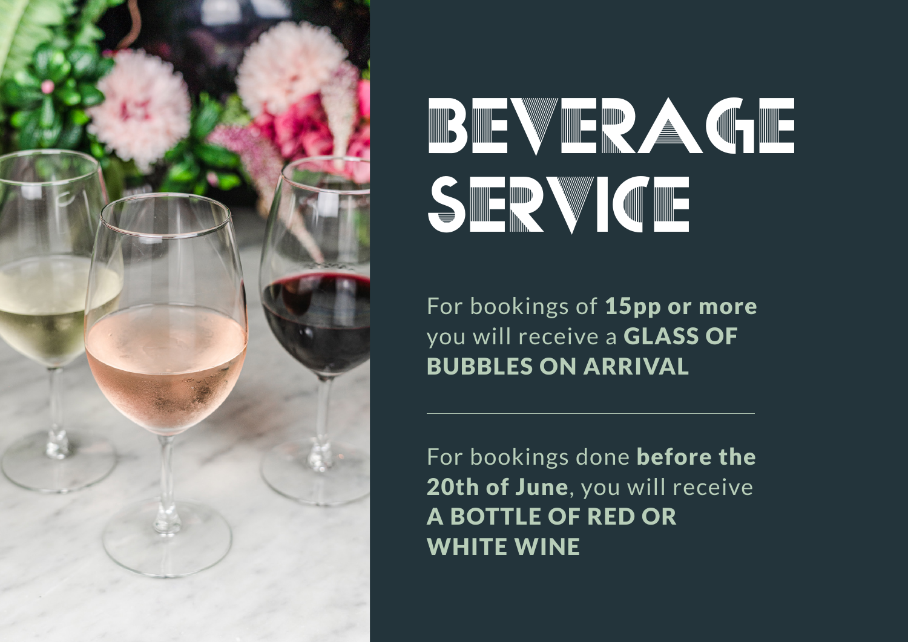# BEVERAGE SERVICE

For bookings of **15pp or more** you will receive a **GLASS OF BUBBLES ON ARRIVAL**

---

For bookings done **before the 20th of June**, you will receive **A BOTTLE OF RED OR WHITE WINE**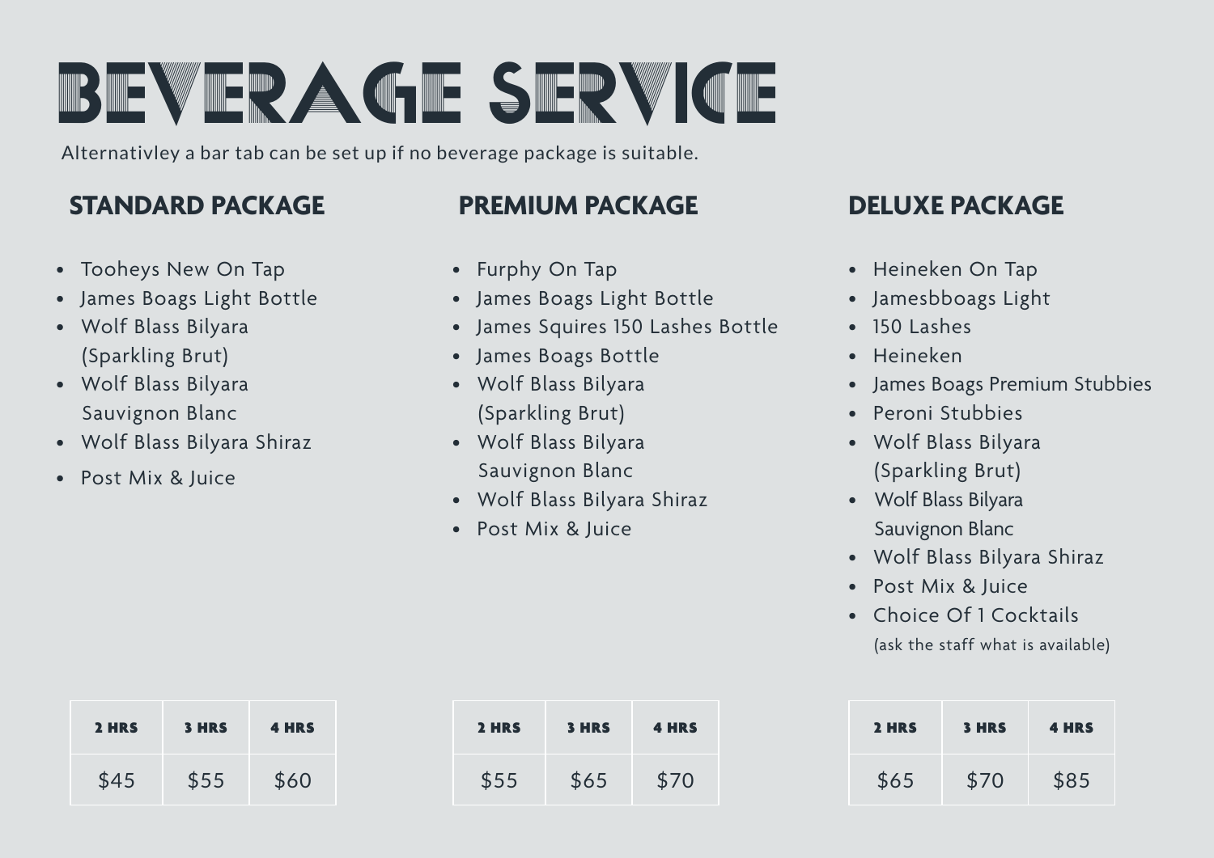# BEVERAGE SERVICE

Alternativley a bar tab can be set up if no beverage package is suitable.

## STANDARD PACKAGE

- Tooheys New On Tap
- James Boags Light Bottle
- Wolf Blass Bilyara (Sparkling Brut)
- Wolf Blass Bilyara Sauvignon Blanc
- Wolf Blass Bilyara Shiraz
- Post Mix & Juice

| 2 HRS | 3 HRS | 4 HRS |
|---|---|---|
| $45 | $55 | $60 |

## PREMIUM PACKAGE

- Furphy On Tap
- James Boags Light Bottle
- James Squires 150 Lashes Bottle
- James Boags Bottle
- Wolf Blass Bilyara (Sparkling Brut)
- Wolf Blass Bilyara Sauvignon Blanc
- Wolf Blass Bilyara Shiraz
- Post Mix & Juice

| 2 HRS | 3 HRS | 4 HRS |
|---|---|---|
| $55 | $65 | $70 |

## DELUXE PACKAGE

- Heineken On Tap
- Jamesbboags Light
- 150 Lashes
- Heineken
- James Boags Premium Stubbies
- Peroni Stubbies
- Wolf Blass Bilyara (Sparkling Brut)
- Wolf Blass Bilyara Sauvignon Blanc
- Wolf Blass Bilyara Shiraz
- Post Mix & Juice
- Choice Of 1 Cocktails (ask the staff what is available)

| 2 HRS | 3 HRS | 4 HRS |
|---|---|---|
| $65 | $70 | $85 |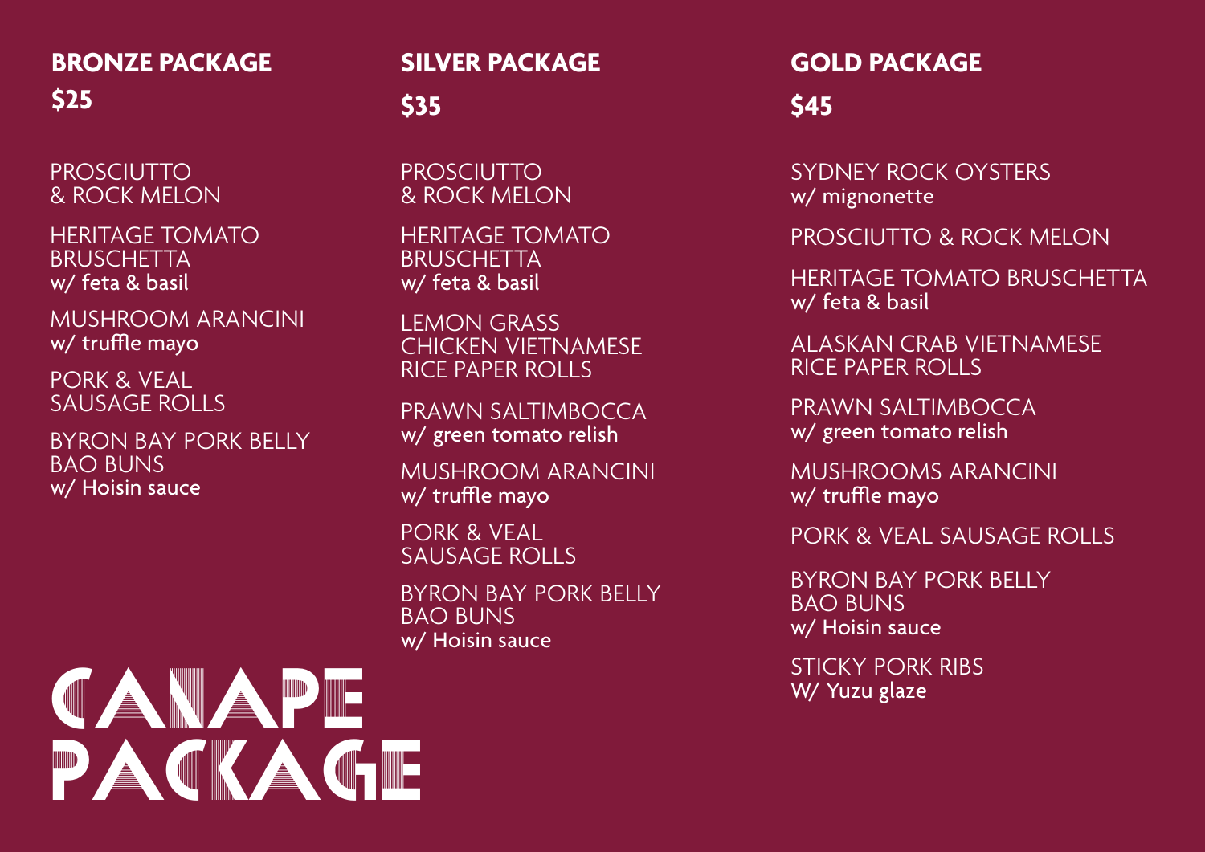# CANAPE PACKAGE

## BRONZE PACKAGE

**$25**

PROSCIUTTO & ROCK MELON

HERITAGE TOMATO BRUSCHETTA
w/ feta & basil

MUSHROOM ARANCINI
w/ truffle mayo

PORK & VEAL SAUSAGE ROLLS

BYRON BAY PORK BELLY BAO BUNS
w/ Hoisin sauce

## SILVER PACKAGE

**$35**

PROSCIUTTO & ROCK MELON

HERITAGE TOMATO BRUSCHETTA
w/ feta & basil

LEMON GRASS CHICKEN VIETNAMESE RICE PAPER ROLLS

PRAWN SALTIMBOCCA
w/ green tomato relish

MUSHROOM ARANCINI
w/ truffle mayo

PORK & VEAL SAUSAGE ROLLS

BYRON BAY PORK BELLY BAO BUNS
w/ Hoisin sauce

## GOLD PACKAGE

**$45**

SYDNEY ROCK OYSTERS
w/ mignonette

PROSCIUTTO & ROCK MELON

HERITAGE TOMATO BRUSCHETTA
w/ feta & basil

ALASKAN CRAB VIETNAMESE RICE PAPER ROLLS

PRAWN SALTIMBOCCA
w/ green tomato relish

MUSHROOMS ARANCINI
w/ truffle mayo

PORK & VEAL SAUSAGE ROLLS

BYRON BAY PORK BELLY BAO BUNS
w/ Hoisin sauce

STICKY PORK RIBS
W/ Yuzu glaze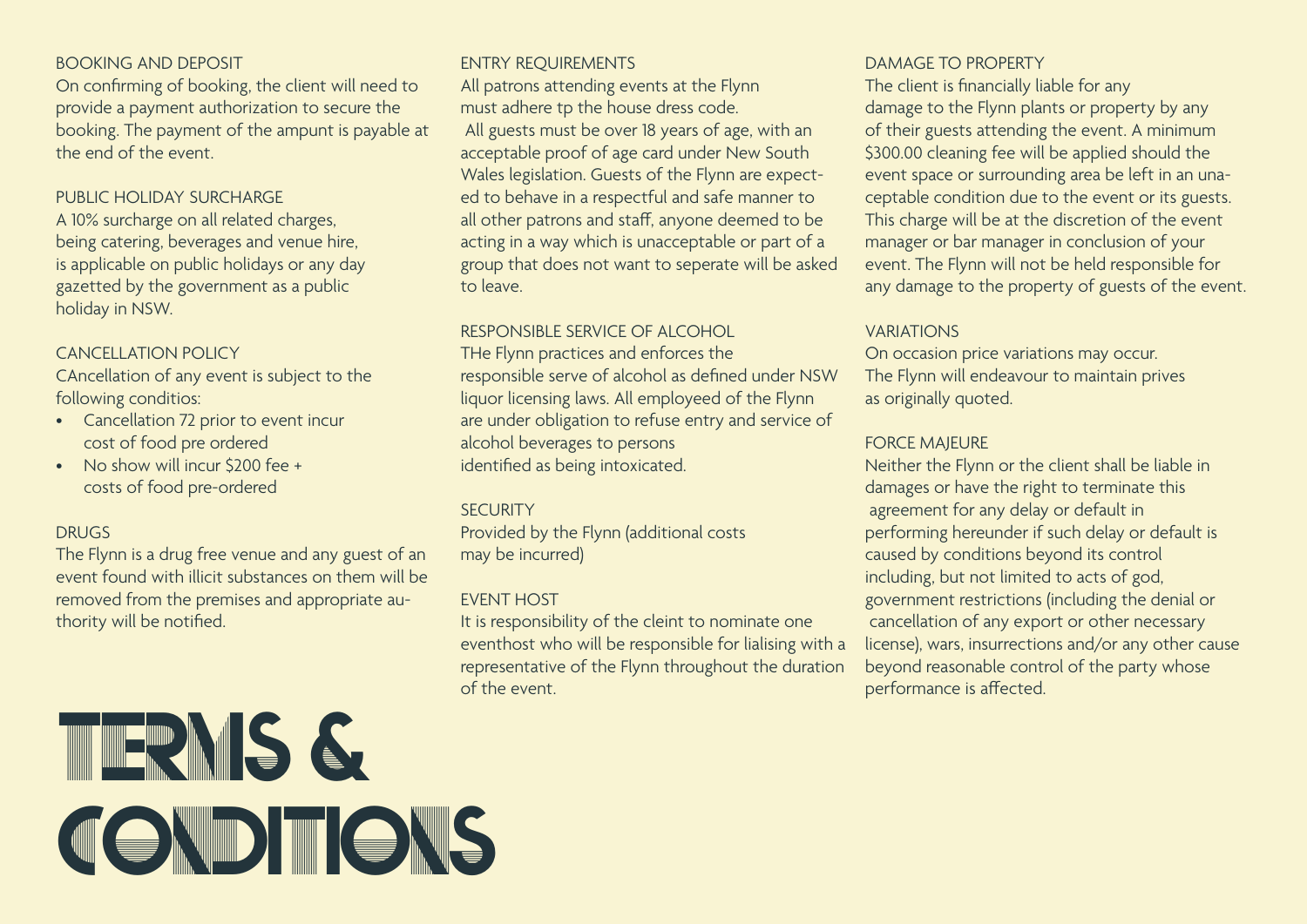# TERMS & CONDITIONS

## BOOKING AND DEPOSIT

On confirming of booking, the client will need to provide a payment authorization to secure the booking. The payment of the ampunt is payable at the end of the event.

## PUBLIC HOLIDAY SURCHARGE

A 10% surcharge on all related charges, being catering, beverages and venue hire, is applicable on public holidays or any day gazetted by the government as a public holiday in NSW.

## CANCELLATION POLICY

CAncellation of any event is subject to the following conditios:

- Cancellation 72 prior to event incur cost of food pre ordered
- No show will incur $200 fee + costs of food pre-ordered

## DRUGS

The Flynn is a drug free venue and any guest of an event found with illicit substances on them will be removed from the premises and appropriate authority will be notified.

## ENTRY REQUIREMENTS

All patrons attending events at the Flynn must adhere tp the house dress code.

All guests must be over 18 years of age, with an acceptable proof of age card under New South Wales legislation. Guests of the Flynn are expected to behave in a respectful and safe manner to all other patrons and staff, anyone deemed to be acting in a way which is unacceptable or part of a group that does not want to seperate will be asked to leave.

## RESPONSIBLE SERVICE OF ALCOHOL

THe Flynn practices and enforces the responsible serve of alcohol as defined under NSW liquor licensing laws. All employeed of the Flynn are under obligation to refuse entry and service of alcohol beverages to persons identified as being intoxicated.

## SECURITY

Provided by the Flynn (additional costs may be incurred)

## EVENT HOST

It is responsibility of the cleint to nominate one eventhost who will be responsible for lialising with a representative of the Flynn throughout the duration of the event.

## DAMAGE TO PROPERTY

The client is financially liable for any damage to the Flynn plants or property by any of their guests attending the event. A minimum $300.00 cleaning fee will be applied should the event space or surrounding area be left in an unaceptable condition due to the event or its guests. This charge will be at the discretion of the event manager or bar manager in conclusion of your event. The Flynn will not be held responsible for any damage to the property of guests of the event.

## VARIATIONS

On occasion price variations may occur. The Flynn will endeavour to maintain prives as originally quoted.

## FORCE MAJEURE

Neither the Flynn or the client shall be liable in damages or have the right to terminate this agreement for any delay or default in performing hereunder if such delay or default is caused by conditions beyond its control including, but not limited to acts of god, government restrictions (including the denial or cancellation of any export or other necessary license), wars, insurrections and/or any other cause beyond reasonable control of the party whose performance is affected.